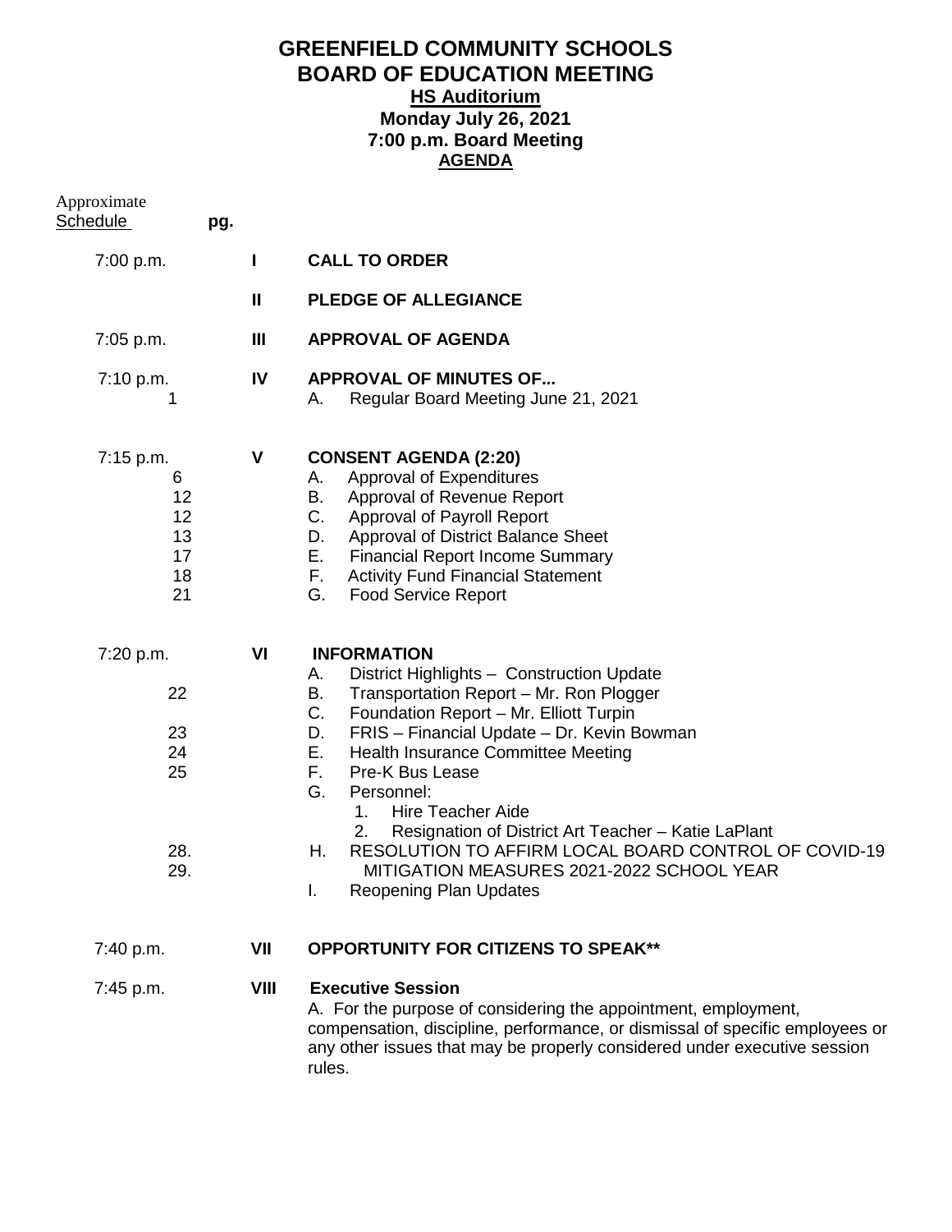# GREENFIELD COMMUNITY SCHOOLS
## BOARD OF EDUCATION MEETING
### HS Auditorium
### Monday July 26, 2021
### 7:00 p.m. Board Meeting
### AGENDA

| Approximate Schedule | pg. | | |
|---|---|---|---|
| 7:00 p.m. | | I | **CALL TO ORDER** |
| | | II | **PLEDGE OF ALLEGIANCE** |
| 7:05 p.m. | | III | **APPROVAL OF AGENDA** |
| 7:10 p.m. | | IV | **APPROVAL OF MINUTES OF...** |
| | 1 | | A. Regular Board Meeting June 21, 2021 |
| 7:15 p.m. | | V | **CONSENT AGENDA (2:20)** |
| | 6 | | A. Approval of Expenditures |
| | 12 | | B. Approval of Revenue Report |
| | 12 | | C. Approval of Payroll Report |
| | 13 | | D. Approval of District Balance Sheet |
| | 17 | | E. Financial Report Income Summary |
| | 18 | | F. Activity Fund Financial Statement |
| | 21 | | G. Food Service Report |
| 7:20 p.m. | | VI | **INFORMATION** |
| | | | A. District Highlights – Construction Update |
| | 22 | | B. Transportation Report – Mr. Ron Plogger |
| | | | C. Foundation Report – Mr. Elliott Turpin |
| | 23 | | D. FRIS – Financial Update – Dr. Kevin Bowman |
| | 24 | | E. Health Insurance Committee Meeting |
| | 25 | | F. Pre-K Bus Lease |
| | | | G. Personnel: |
| | | | 1. Hire Teacher Aide |
| | | | 2. Resignation of District Art Teacher – Katie LaPlant |
| | 28. | | H. RESOLUTION TO AFFIRM LOCAL BOARD CONTROL OF COVID-19 |
| | 29. | | MITIGATION MEASURES 2021-2022 SCHOOL YEAR |
| | | | I. Reopening Plan Updates |
| 7:40 p.m. | | VII | **OPPORTUNITY FOR CITIZENS TO SPEAK**** |
| 7:45 p.m. | | VIII | **Executive Session** |
| | | | A. For the purpose of considering the appointment, employment, compensation, discipline, performance, or dismissal of specific employees or any other issues that may be properly considered under executive session rules. |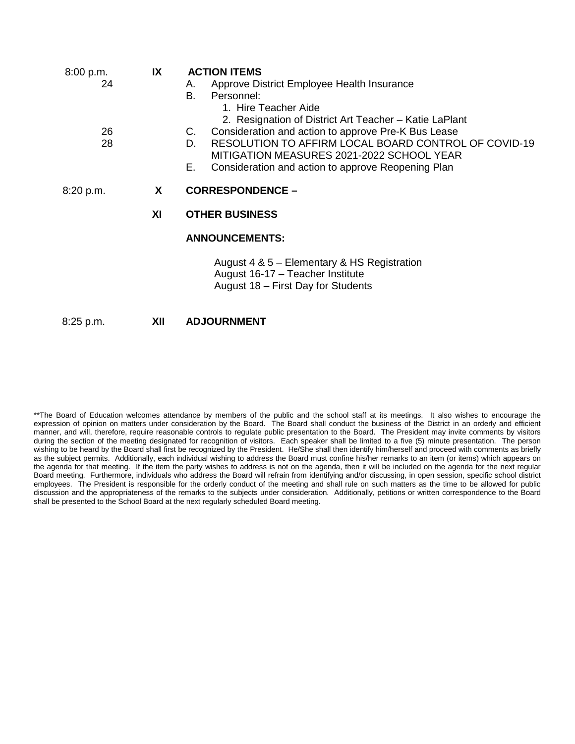| | | |
|---|---|---|
| 8:00 p.m. | **IX** | **ACTION ITEMS** |
| 24 | | A. Approve District Employee Health Insurance |
| | | B. Personnel: |
| | | 1. Hire Teacher Aide |
| | | 2. Resignation of District Art Teacher – Katie LaPlant |
| 26 | | C. Consideration and action to approve Pre-K Bus Lease |
| 28 | | D. RESOLUTION TO AFFIRM LOCAL BOARD CONTROL OF COVID-19 MITIGATION MEASURES 2021-2022 SCHOOL YEAR |
| | | E. Consideration and action to approve Reopening Plan |
| 8:20 p.m. | **X** | **CORRESPONDENCE –** |
| | **XI** | **OTHER BUSINESS** |
| | | **ANNOUNCEMENTS:** |
| | | August 4 & 5 – Elementary & HS Registration |
| | | August 16-17 – Teacher Institute |
| | | August 18 – First Day for Students |
| 8:25 p.m. | **XII** | **ADJOURNMENT** |

**The Board of Education welcomes attendance by members of the public and the school staff at its meetings. It also wishes to encourage the expression of opinion on matters under consideration by the Board. The Board shall conduct the business of the District in an orderly and efficient manner, and will, therefore, require reasonable controls to regulate public presentation to the Board. The President may invite comments by visitors during the section of the meeting designated for recognition of visitors. Each speaker shall be limited to a five (5) minute presentation. The person wishing to be heard by the Board shall first be recognized by the President. He/She shall then identify him/herself and proceed with comments as briefly as the subject permits. Additionally, each individual wishing to address the Board must confine his/her remarks to an item (or items) which appears on the agenda for that meeting. If the item the party wishes to address is not on the agenda, then it will be included on the agenda for the next regular Board meeting. Furthermore, individuals who address the Board will refrain from identifying and/or discussing, in open session, specific school district employees. The President is responsible for the orderly conduct of the meeting and shall rule on such matters as the time to be allowed for public discussion and the appropriateness of the remarks to the subjects under consideration. Additionally, petitions or written correspondence to the Board shall be presented to the School Board at the next regularly scheduled Board meeting.